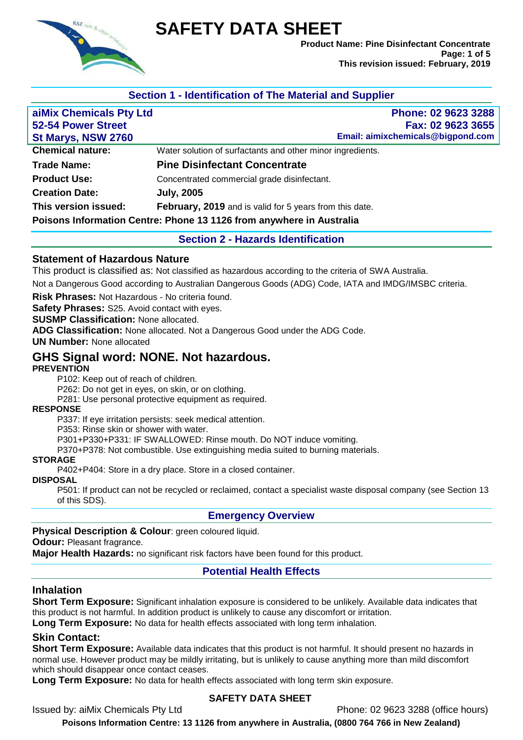# SAFETY DATA SHEET

**Product Name: Pine Disinfectant Concentrate**
**This revision issued: February, 2019**

## Section 1 - Identification of The Material and Supplier

**aiMix Chemicals Pty Ltd**
**52-54 Power Street**
**St Marys, NSW 2760**

**Phone: 02 9623 3288**
**Fax: 02 9623 3655**
**Email: aimixchemicals@bigpond.com**

| | |
|---|---|
| **Chemical nature:** | Water solution of surfactants and other minor ingredients. |
| **Trade Name:** | **Pine Disinfectant Concentrate** |
| **Product Use:** | Concentrated commercial grade disinfectant. |
| **Creation Date:** | **July, 2005** |
| **This version issued:** | **February, 2019** and is valid for 5 years from this date. |

**Poisons Information Centre: Phone 13 1126 from anywhere in Australia**

## Section 2 - Hazards Identification

### Statement of Hazardous Nature

This product is classified as: Not classified as hazardous according to the criteria of SWA Australia.

Not a Dangerous Good according to Australian Dangerous Goods (ADG) Code, IATA and IMDG/IMSBC criteria.

**Risk Phrases:** Not Hazardous - No criteria found.
**Safety Phrases:** S25. Avoid contact with eyes.
**SUSMP Classification:** None allocated.
**ADG Classification:** None allocated. Not a Dangerous Good under the ADG Code.
**UN Number:** None allocated

### GHS Signal word: NONE. Not hazardous.

**PREVENTION**

- P102: Keep out of reach of children.
- P262: Do not get in eyes, on skin, or on clothing.
- P281: Use personal protective equipment as required.

**RESPONSE**

- P337: If eye irritation persists: seek medical attention.
- P353: Rinse skin or shower with water.
- P301+P330+P331: IF SWALLOWED: Rinse mouth. Do NOT induce vomiting.
- P370+P378: Not combustible. Use extinguishing media suited to burning materials.

**STORAGE**

- P402+P404: Store in a dry place. Store in a closed container.

**DISPOSAL**

- P501: If product can not be recycled or reclaimed, contact a specialist waste disposal company (see Section 13 of this SDS).

## Emergency Overview

**Physical Description & Colour**: green coloured liquid.
**Odour:** Pleasant fragrance.
**Major Health Hazards:** no significant risk factors have been found for this product.

## Potential Health Effects

### Inhalation

**Short Term Exposure:** Significant inhalation exposure is considered to be unlikely. Available data indicates that this product is not harmful. In addition product is unlikely to cause any discomfort or irritation.
**Long Term Exposure:** No data for health effects associated with long term inhalation.

### Skin Contact:

**Short Term Exposure:** Available data indicates that this product is not harmful. It should present no hazards in normal use. However product may be mildly irritating, but is unlikely to cause anything more than mild discomfort which should disappear once contact ceases.
**Long Term Exposure:** No data for health effects associated with long term skin exposure.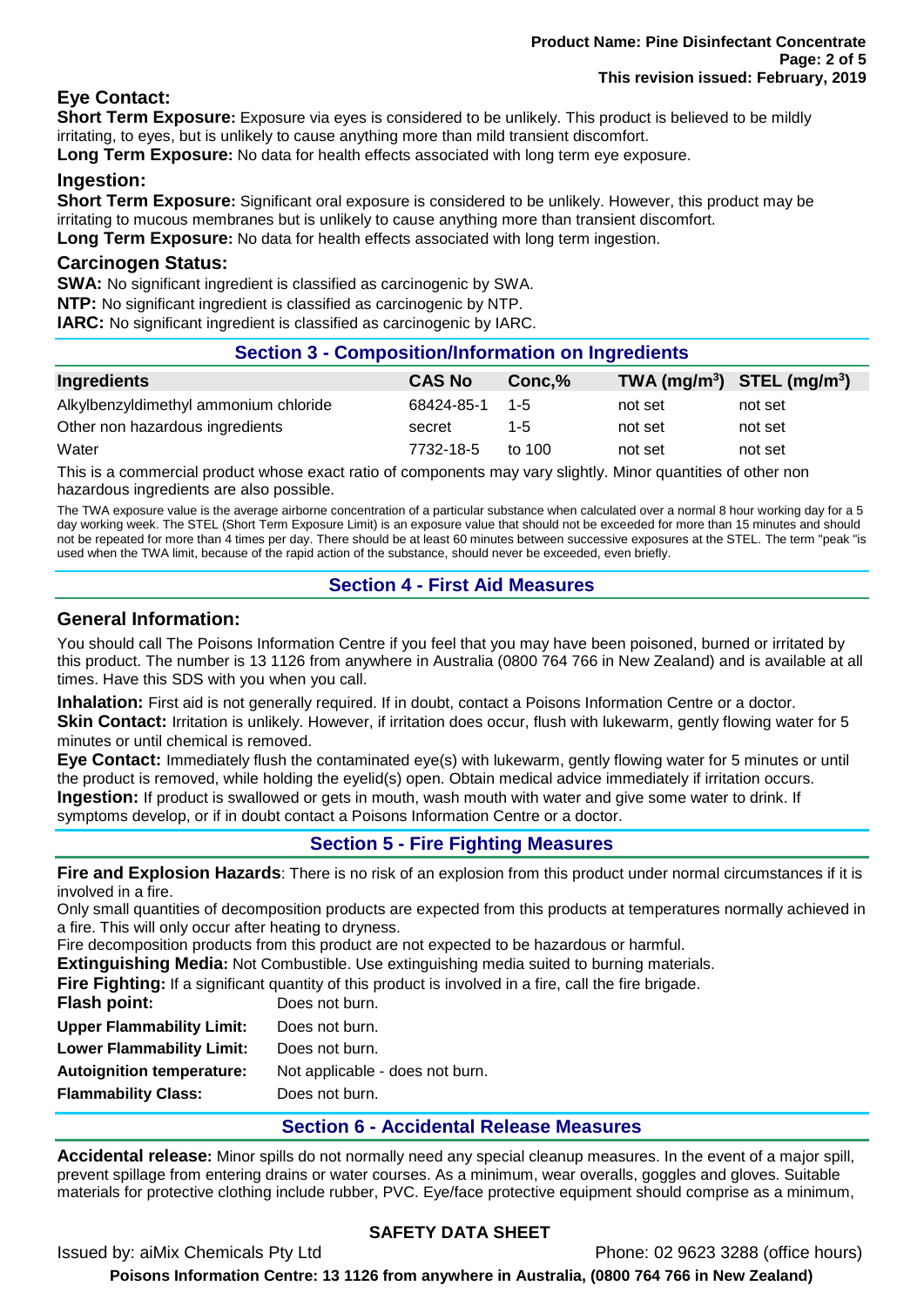## Eye Contact:

**Short Term Exposure:** Exposure via eyes is considered to be unlikely. This product is believed to be mildly irritating, to eyes, but is unlikely to cause anything more than mild transient discomfort.

**Long Term Exposure:** No data for health effects associated with long term eye exposure.

## Ingestion:

**Short Term Exposure:** Significant oral exposure is considered to be unlikely. However, this product may be irritating to mucous membranes but is unlikely to cause anything more than transient discomfort.

**Long Term Exposure:** No data for health effects associated with long term ingestion.

## Carcinogen Status:

**SWA:** No significant ingredient is classified as carcinogenic by SWA.

**NTP:** No significant ingredient is classified as carcinogenic by NTP.

**IARC:** No significant ingredient is classified as carcinogenic by IARC.

## Section 3 - Composition/Information on Ingredients

| Ingredients | CAS No | Conc,% | TWA ($mg/m^3$) | STEL ($mg/m^3$) |
|---|---|---|---|---|
| Alkylbenzyldimethyl ammonium chloride | 68424-85-1 | 1-5 | not set | not set |
| Other non hazardous ingredients | secret | 1-5 | not set | not set |
| Water | 7732-18-5 | to 100 | not set | not set |

This is a commercial product whose exact ratio of components may vary slightly. Minor quantities of other non hazardous ingredients are also possible.

The TWA exposure value is the average airborne concentration of a particular substance when calculated over a normal 8 hour working day for a 5 day working week. The STEL (Short Term Exposure Limit) is an exposure value that should not be exceeded for more than 15 minutes and should not be repeated for more than 4 times per day. There should be at least 60 minutes between successive exposures at the STEL. The term "peak "is used when the TWA limit, because of the rapid action of the substance, should never be exceeded, even briefly.

## Section 4 - First Aid Measures

## General Information:

You should call The Poisons Information Centre if you feel that you may have been poisoned, burned or irritated by this product. The number is 13 1126 from anywhere in Australia (0800 764 766 in New Zealand) and is available at all times. Have this SDS with you when you call.

**Inhalation:** First aid is not generally required. If in doubt, contact a Poisons Information Centre or a doctor.

**Skin Contact:** Irritation is unlikely. However, if irritation does occur, flush with lukewarm, gently flowing water for 5 minutes or until chemical is removed.

**Eye Contact:** Immediately flush the contaminated eye(s) with lukewarm, gently flowing water for 5 minutes or until the product is removed, while holding the eyelid(s) open. Obtain medical advice immediately if irritation occurs.

**Ingestion:** If product is swallowed or gets in mouth, wash mouth with water and give some water to drink. If symptoms develop, or if in doubt contact a Poisons Information Centre or a doctor.

## Section 5 - Fire Fighting Measures

**Fire and Explosion Hazards**: There is no risk of an explosion from this product under normal circumstances if it is involved in a fire.

Only small quantities of decomposition products are expected from this products at temperatures normally achieved in a fire. This will only occur after heating to dryness.

Fire decomposition products from this product are not expected to be hazardous or harmful.

**Extinguishing Media:** Not Combustible. Use extinguishing media suited to burning materials.

**Fire Fighting:** If a significant quantity of this product is involved in a fire, call the fire brigade.

**Flash point:** Does not burn.

**Upper Flammability Limit:** Does not burn.

**Lower Flammability Limit:** Does not burn.

**Autoignition temperature:** Not applicable - does not burn.

**Flammability Class:** Does not burn.

## Section 6 - Accidental Release Measures

**Accidental release:** Minor spills do not normally need any special cleanup measures. In the event of a major spill, prevent spillage from entering drains or water courses. As a minimum, wear overalls, goggles and gloves. Suitable materials for protective clothing include rubber, PVC. Eye/face protective equipment should comprise as a minimum,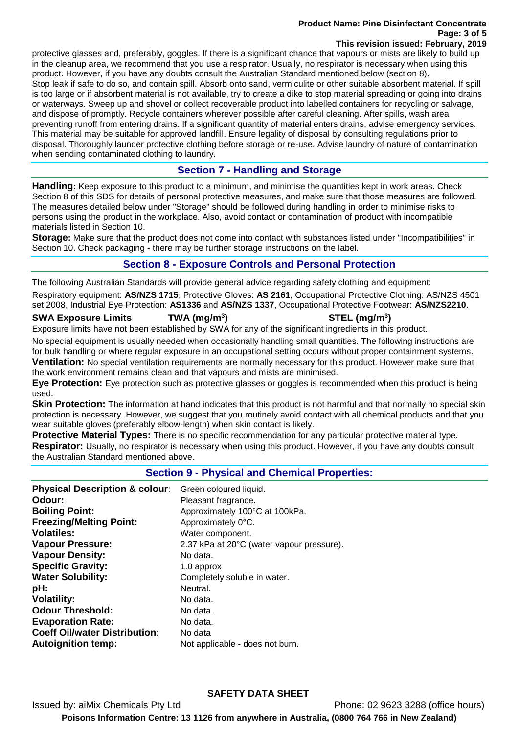protective glasses and, preferably, goggles. If there is a significant chance that vapours or mists are likely to build up in the cleanup area, we recommend that you use a respirator. Usually, no respirator is necessary when using this product. However, if you have any doubts consult the Australian Standard mentioned below (section 8).
Stop leak if safe to do so, and contain spill. Absorb onto sand, vermiculite or other suitable absorbent material. If spill is too large or if absorbent material is not available, try to create a dike to stop material spreading or going into drains or waterways. Sweep up and shovel or collect recoverable product into labelled containers for recycling or salvage, and dispose of promptly. Recycle containers wherever possible after careful cleaning. After spills, wash area preventing runoff from entering drains. If a significant quantity of material enters drains, advise emergency services. This material may be suitable for approved landfill. Ensure legality of disposal by consulting regulations prior to disposal. Thoroughly launder protective clothing before storage or re-use. Advise laundry of nature of contamination when sending contaminated clothing to laundry.

## Section 7 - Handling and Storage

**Handling:** Keep exposure to this product to a minimum, and minimise the quantities kept in work areas. Check Section 8 of this SDS for details of personal protective measures, and make sure that those measures are followed. The measures detailed below under "Storage" should be followed during handling in order to minimise risks to persons using the product in the workplace. Also, avoid contact or contamination of product with incompatible materials listed in Section 10.

**Storage:** Make sure that the product does not come into contact with substances listed under "Incompatibilities" in Section 10. Check packaging - there may be further storage instructions on the label.

## Section 8 - Exposure Controls and Personal Protection

The following Australian Standards will provide general advice regarding safety clothing and equipment:

Respiratory equipment: **AS/NZS 1715**, Protective Gloves: **AS 2161**, Occupational Protective Clothing: AS/NZS 4501 set 2008, Industrial Eye Protection: **AS1336** and **AS/NZS 1337**, Occupational Protective Footwear: **AS/NZS2210**.

| SWA Exposure Limits | TWA (mg/m$^3$) | STEL (mg/m$^3$) |
|---|---|---|

Exposure limits have not been established by SWA for any of the significant ingredients in this product.

No special equipment is usually needed when occasionally handling small quantities. The following instructions are for bulk handling or where regular exposure in an occupational setting occurs without proper containment systems.

**Ventilation:** No special ventilation requirements are normally necessary for this product. However make sure that the work environment remains clean and that vapours and mists are minimised.

**Eye Protection:** Eye protection such as protective glasses or goggles is recommended when this product is being used.

**Skin Protection:** The information at hand indicates that this product is not harmful and that normally no special skin protection is necessary. However, we suggest that you routinely avoid contact with all chemical products and that you wear suitable gloves (preferably elbow-length) when skin contact is likely.

**Protective Material Types:** There is no specific recommendation for any particular protective material type.

**Respirator:** Usually, no respirator is necessary when using this product. However, if you have any doubts consult the Australian Standard mentioned above.

## Section 9 - Physical and Chemical Properties:

| | |
|---|---|
| **Physical Description & colour**: | Green coloured liquid. |
| **Odour:** | Pleasant fragrance. |
| **Boiling Point:** | Approximately 100°C at 100kPa. |
| **Freezing/Melting Point:** | Approximately 0°C. |
| **Volatiles:** | Water component. |
| **Vapour Pressure:** | 2.37 kPa at 20°C (water vapour pressure). |
| **Vapour Density:** | No data. |
| **Specific Gravity:** | 1.0 approx |
| **Water Solubility:** | Completely soluble in water. |
| **pH:** | Neutral. |
| **Volatility:** | No data. |
| **Odour Threshold:** | No data. |
| **Evaporation Rate:** | No data. |
| **Coeff Oil/water Distribution**: | No data |
| **Autoignition temp:** | Not applicable - does not burn. |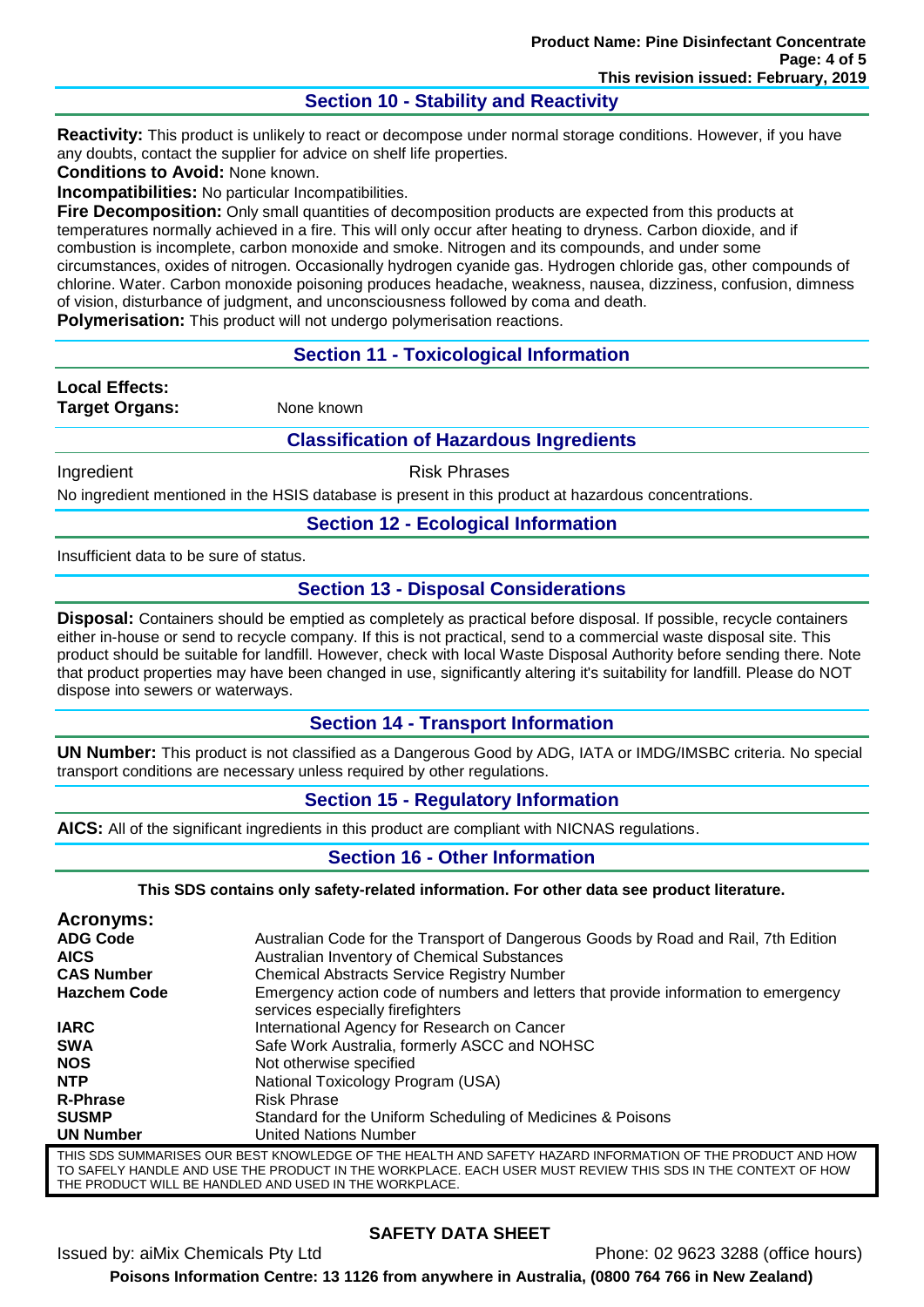## Section 10 - Stability and Reactivity

**Reactivity:** This product is unlikely to react or decompose under normal storage conditions. However, if you have any doubts, contact the supplier for advice on shelf life properties.
**Conditions to Avoid:** None known.
**Incompatibilities:** No particular Incompatibilities.
**Fire Decomposition:** Only small quantities of decomposition products are expected from this products at temperatures normally achieved in a fire. This will only occur after heating to dryness. Carbon dioxide, and if combustion is incomplete, carbon monoxide and smoke. Nitrogen and its compounds, and under some circumstances, oxides of nitrogen. Occasionally hydrogen cyanide gas. Hydrogen chloride gas, other compounds of chlorine. Water. Carbon monoxide poisoning produces headache, weakness, nausea, dizziness, confusion, dimness of vision, disturbance of judgment, and unconsciousness followed by coma and death.
**Polymerisation:** This product will not undergo polymerisation reactions.

## Section 11 - Toxicological Information

**Local Effects:**
**Target Organs:** None known

### Classification of Hazardous Ingredients

| Ingredient | Risk Phrases |
|---|---|

No ingredient mentioned in the HSIS database is present in this product at hazardous concentrations.

## Section 12 - Ecological Information

Insufficient data to be sure of status.

## Section 13 - Disposal Considerations

**Disposal:** Containers should be emptied as completely as practical before disposal. If possible, recycle containers either in-house or send to recycle company. If this is not practical, send to a commercial waste disposal site. This product should be suitable for landfill. However, check with local Waste Disposal Authority before sending there. Note that product properties may have been changed in use, significantly altering it's suitability for landfill. Please do NOT dispose into sewers or waterways.

## Section 14 - Transport Information

**UN Number:** This product is not classified as a Dangerous Good by ADG, IATA or IMDG/IMSBC criteria. No special transport conditions are necessary unless required by other regulations.

## Section 15 - Regulatory Information

**AICS:** All of the significant ingredients in this product are compliant with NICNAS regulations.

## Section 16 - Other Information

**This SDS contains only safety-related information. For other data see product literature.**

### Acronyms:

| | |
|---|---|
| **ADG Code** | Australian Code for the Transport of Dangerous Goods by Road and Rail, 7th Edition |
| **AICS** | Australian Inventory of Chemical Substances |
| **CAS Number** | Chemical Abstracts Service Registry Number |
| **Hazchem Code** | Emergency action code of numbers and letters that provide information to emergency services especially firefighters |
| **IARC** | International Agency for Research on Cancer |
| **SWA** | Safe Work Australia, formerly ASCC and NOHSC |
| **NOS** | Not otherwise specified |
| **NTP** | National Toxicology Program (USA) |
| **R-Phrase** | Risk Phrase |
| **SUSMP** | Standard for the Uniform Scheduling of Medicines & Poisons |
| **UN Number** | United Nations Number |

THIS SDS SUMMARISES OUR BEST KNOWLEDGE OF THE HEALTH AND SAFETY HAZARD INFORMATION OF THE PRODUCT AND HOW TO SAFELY HANDLE AND USE THE PRODUCT IN THE WORKPLACE. EACH USER MUST REVIEW THIS SDS IN THE CONTEXT OF HOW THE PRODUCT WILL BE HANDLED AND USED IN THE WORKPLACE.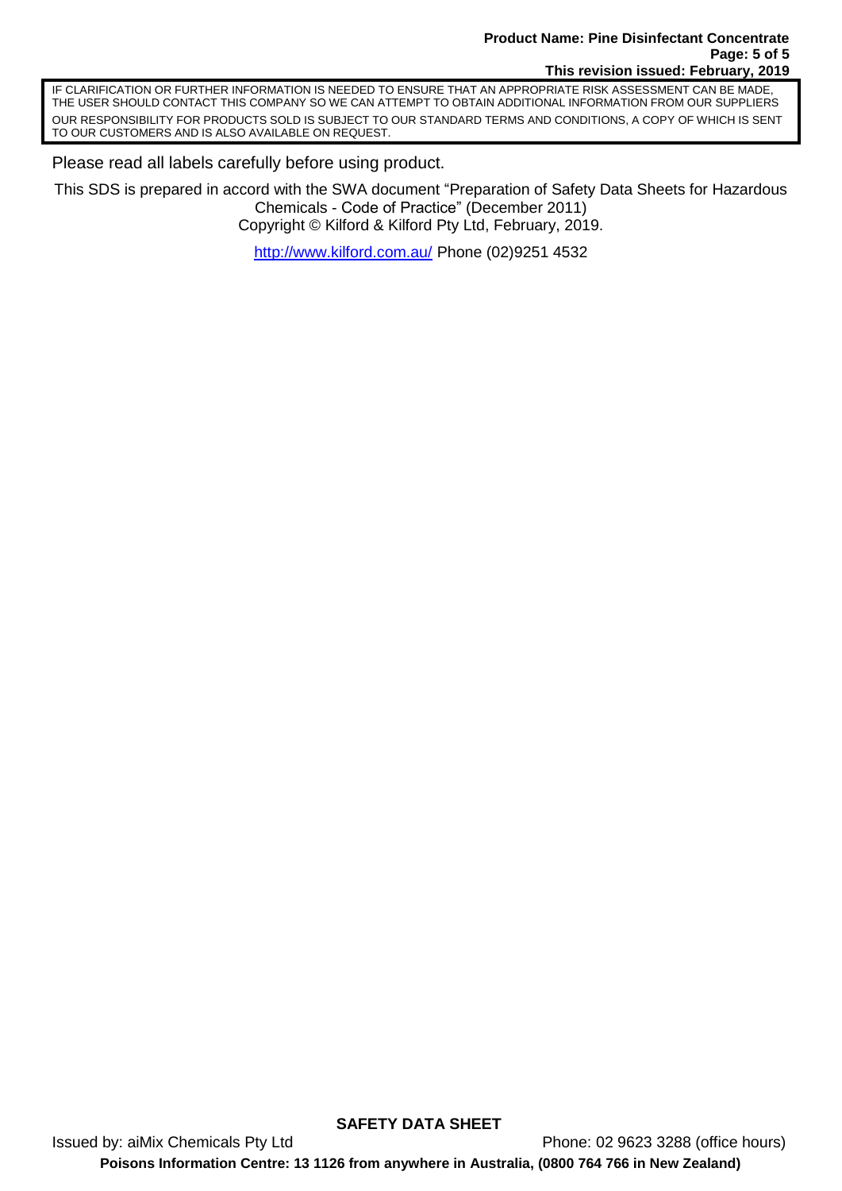IF CLARIFICATION OR FURTHER INFORMATION IS NEEDED TO ENSURE THAT AN APPROPRIATE RISK ASSESSMENT CAN BE MADE, THE USER SHOULD CONTACT THIS COMPANY SO WE CAN ATTEMPT TO OBTAIN ADDITIONAL INFORMATION FROM OUR SUPPLIERS

OUR RESPONSIBILITY FOR PRODUCTS SOLD IS SUBJECT TO OUR STANDARD TERMS AND CONDITIONS, A COPY OF WHICH IS SENT TO OUR CUSTOMERS AND IS ALSO AVAILABLE ON REQUEST.

Please read all labels carefully before using product.

This SDS is prepared in accord with the SWA document "Preparation of Safety Data Sheets for Hazardous Chemicals - Code of Practice" (December 2011)
Copyright © Kilford & Kilford Pty Ltd, February, 2019.

http://www.kilford.com.au/ Phone (02)9251 4532